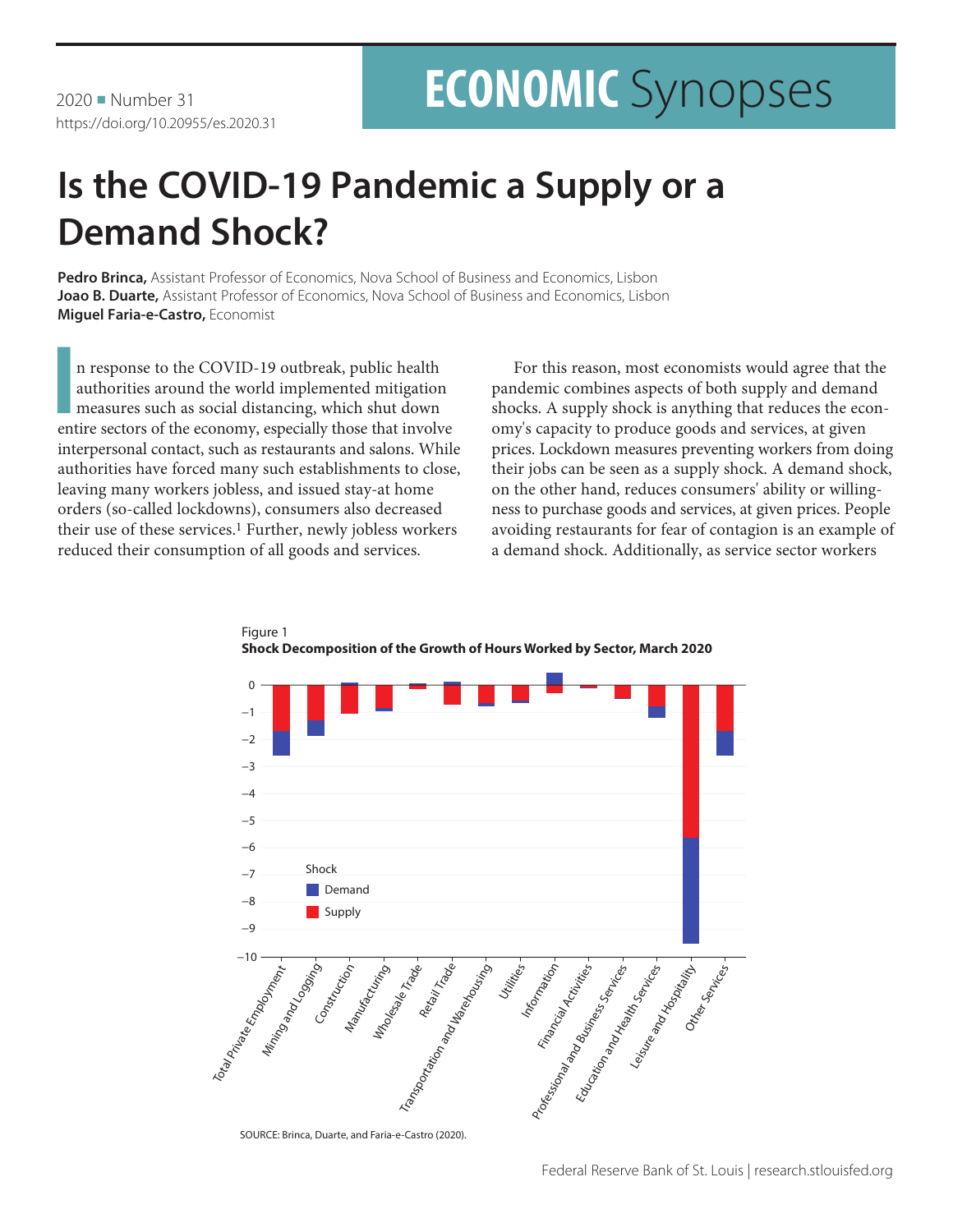2020 ■ Number 31
https://doi.org/10.20955/es.2020.31

# ECONOMIC Synopses

# Is the COVID-19 Pandemic a Supply or a Demand Shock?

**Pedro Brinca,** Assistant Professor of Economics, Nova School of Business and Economics, Lisbon
**Joao B. Duarte,** Assistant Professor of Economics, Nova School of Business and Economics, Lisbon
**Miguel Faria-e-Castro,** Economist

In response to the COVID-19 outbreak, public health authorities around the world implemented mitigation measures such as social distancing, which shut down entire sectors of the economy, especially those that involve interpersonal contact, such as restaurants and salons. While authorities have forced many such establishments to close, leaving many workers jobless, and issued stay-at home orders (so-called lockdowns), consumers also decreased their use of these services.[1] Further, newly jobless workers reduced their consumption of all goods and services.

For this reason, most economists would agree that the pandemic combines aspects of both supply and demand shocks. A supply shock is anything that reduces the economy's capacity to produce goods and services, at given prices. Lockdown measures preventing workers from doing their jobs can be seen as a supply shock. A demand shock, on the other hand, reduces consumers' ability or willingness to purchase goods and services, at given prices. People avoiding restaurants for fear of contagion is an example of a demand shock. Additionally, as service sector workers

Figure 1
**Shock Decomposition of the Growth of Hours Worked by Sector, March 2020**

SOURCE: Brinca, Duarte, and Faria-e-Castro (2020).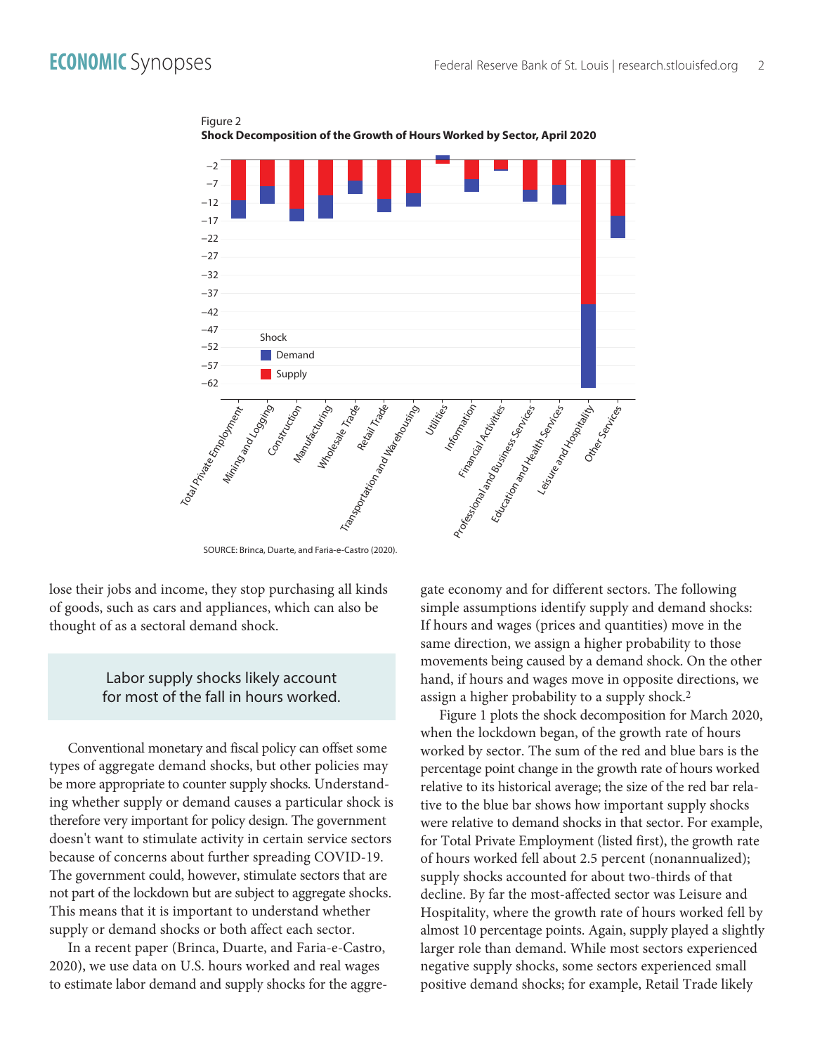Figure 2
**Shock Decomposition of the Growth of Hours Worked by Sector, April 2020**

SOURCE: Brinca, Duarte, and Faria-e-Castro (2020).

lose their jobs and income, they stop purchasing all kinds of goods, such as cars and appliances, which can also be thought of as a sectoral demand shock.

> Labor supply shocks likely account for most of the fall in hours worked.

Conventional monetary and fiscal policy can offset some types of aggregate demand shocks, but other policies may be more appropriate to counter supply shocks. Understanding whether supply or demand causes a particular shock is therefore very important for policy design. The government doesn't want to stimulate activity in certain service sectors because of concerns about further spreading COVID-19. The government could, however, stimulate sectors that are not part of the lockdown but are subject to aggregate shocks. This means that it is important to understand whether supply or demand shocks or both affect each sector.

In a recent paper (Brinca, Duarte, and Faria-e-Castro, 2020), we use data on U.S. hours worked and real wages to estimate labor demand and supply shocks for the aggregate economy and for different sectors. The following simple assumptions identify supply and demand shocks: If hours and wages (prices and quantities) move in the same direction, we assign a higher probability to those movements being caused by a demand shock. On the other hand, if hours and wages move in opposite directions, we assign a higher probability to a supply shock.[2]

Figure 1 plots the shock decomposition for March 2020, when the lockdown began, of the growth rate of hours worked by sector. The sum of the red and blue bars is the percentage point change in the growth rate of hours worked relative to its historical average; the size of the red bar relative to the blue bar shows how important supply shocks were relative to demand shocks in that sector. For example, for Total Private Employment (listed first), the growth rate of hours worked fell about 2.5 percent (nonannualized); supply shocks accounted for about two-thirds of that decline. By far the most-affected sector was Leisure and Hospitality, where the growth rate of hours worked fell by almost 10 percentage points. Again, supply played a slightly larger role than demand. While most sectors experienced negative supply shocks, some sectors experienced small positive demand shocks; for example, Retail Trade likely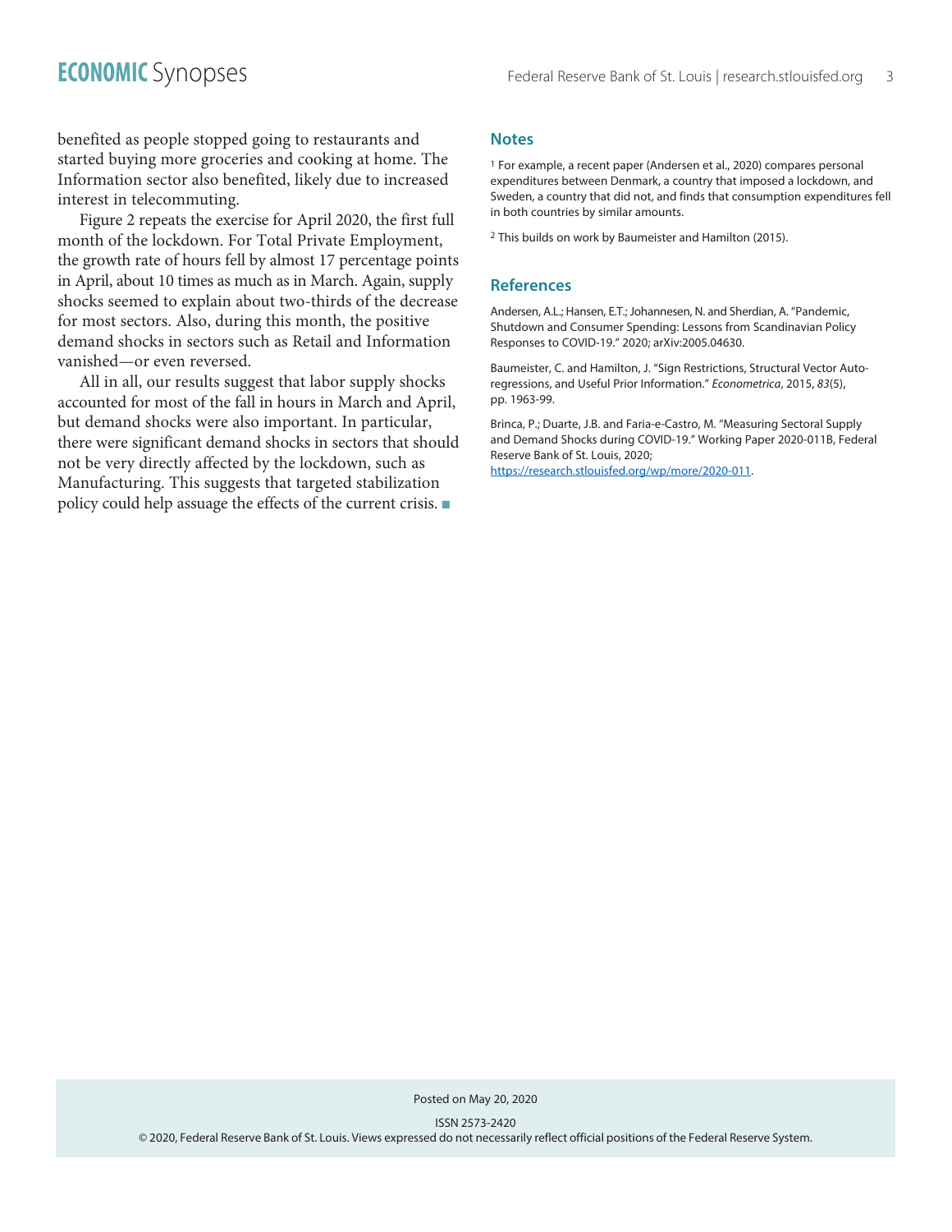benefited as people stopped going to restaurants and started buying more groceries and cooking at home. The Information sector also benefited, likely due to increased interest in telecommuting.

Figure 2 repeats the exercise for April 2020, the first full month of the lockdown. For Total Private Employment, the growth rate of hours fell by almost 17 percentage points in April, about 10 times as much as in March. Again, supply shocks seemed to explain about two-thirds of the decrease for most sectors. Also, during this month, the positive demand shocks in sectors such as Retail and Information vanished—or even reversed.

All in all, our results suggest that labor supply shocks accounted for most of the fall in hours in March and April, but demand shocks were also important. In particular, there were significant demand shocks in sectors that should not be very directly affected by the lockdown, such as Manufacturing. This suggests that targeted stabilization policy could help assuage the effects of the current crisis. ■

## Notes

[1] For example, a recent paper (Andersen et al., 2020) compares personal expenditures between Denmark, a country that imposed a lockdown, and Sweden, a country that did not, and finds that consumption expenditures fell in both countries by similar amounts.

[2] This builds on work by Baumeister and Hamilton (2015).

## References

Andersen, A.L.; Hansen, E.T.; Johannesen, N. and Sherdian, A. "Pandemic, Shutdown and Consumer Spending: Lessons from Scandinavian Policy Responses to COVID-19." 2020; arXiv:2005.04630.

Baumeister, C. and Hamilton, J. "Sign Restrictions, Structural Vector Auto-regressions, and Useful Prior Information." *Econometrica*, 2015, *83*(5), pp. 1963-99.

Brinca, P.; Duarte, J.B. and Faria-e-Castro, M. "Measuring Sectoral Supply and Demand Shocks during COVID-19." Working Paper 2020-011B, Federal Reserve Bank of St. Louis, 2020; https://research.stlouisfed.org/wp/more/2020-011.

Posted on May 20, 2020

ISSN 2573-2420

© 2020, Federal Reserve Bank of St. Louis. Views expressed do not necessarily reflect official positions of the Federal Reserve System.